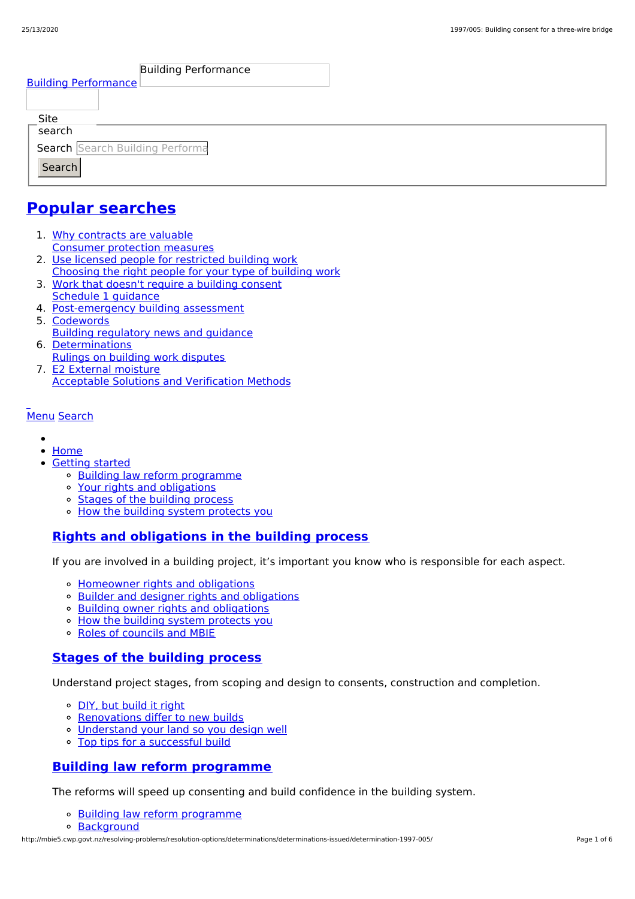Building Performance

Building Performance

Site search

Search

Search

## Popular searches

1. Why contracts are valuable
   Consumer protection measures
2. Use licensed people for restricted building work
   Choosing the right people for your type of building work
3. Work that doesn't require a building consent
   Schedule 1 guidance
4. Post-emergency building assessment
5. Codewords
   Building regulatory news and guidance
6. Determinations
   Rulings on building work disputes
7. E2 External moisture
   Acceptable Solutions and Verification Methods

Menu Search

- Home
- Getting started
  - Building law reform programme
  - Your rights and obligations
  - Stages of the building process
  - How the building system protects you

### Rights and obligations in the building process

If you are involved in a building project, it's important you know who is responsible for each aspect.

- Homeowner rights and obligations
- Builder and designer rights and obligations
- Building owner rights and obligations
- How the building system protects you
- Roles of councils and MBIE

### Stages of the building process

Understand project stages, from scoping and design to consents, construction and completion.

- DIY, but build it right
- Renovations differ to new builds
- Understand your land so you design well
- Top tips for a successful build

### Building law reform programme

The reforms will speed up consenting and build confidence in the building system.

- Building law reform programme
- Background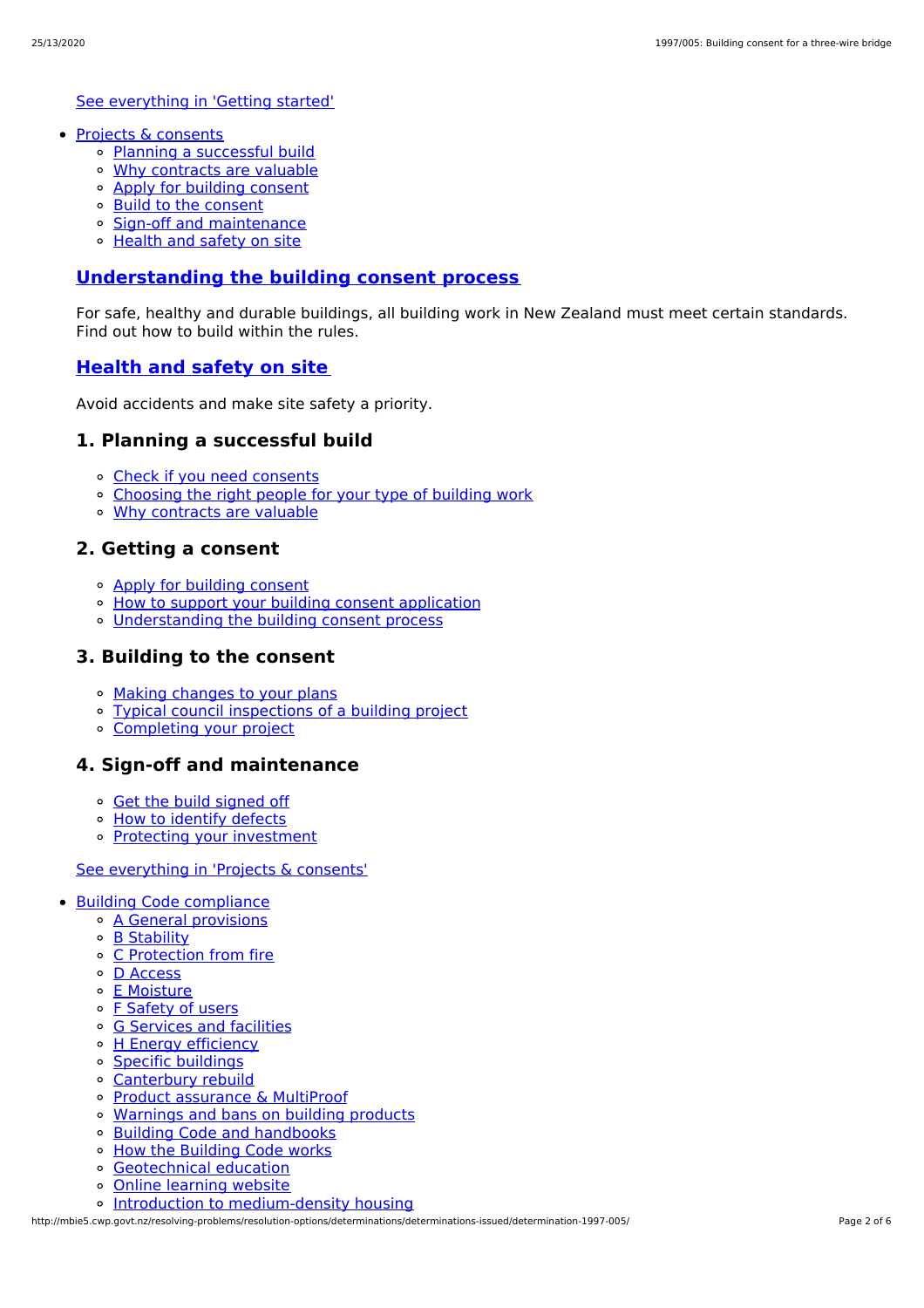[See everything in 'Getting started']

- Projects & consents
  - Planning a successful build
  - Why contracts are valuable
  - Apply for building consent
  - Build to the consent
  - Sign-off and maintenance
  - Health and safety on site

## Understanding the building consent process

For safe, healthy and durable buildings, all building work in New Zealand must meet certain standards. Find out how to build within the rules.

## Health and safety on site

Avoid accidents and make site safety a priority.

### 1. Planning a successful build

- Check if you need consents
- Choosing the right people for your type of building work
- Why contracts are valuable

### 2. Getting a consent

- Apply for building consent
- How to support your building consent application
- Understanding the building consent process

### 3. Building to the consent

- Making changes to your plans
- Typical council inspections of a building project
- Completing your project

### 4. Sign-off and maintenance

- Get the build signed off
- How to identify defects
- Protecting your investment

See everything in 'Projects & consents'

- Building Code compliance
  - A General provisions
  - B Stability
  - C Protection from fire
  - D Access
  - E Moisture
  - F Safety of users
  - G Services and facilities
  - H Energy efficiency
  - Specific buildings
  - Canterbury rebuild
  - Product assurance & MultiProof
  - Warnings and bans on building products
  - Building Code and handbooks
  - How the Building Code works
  - Geotechnical education
  - Online learning website
  - Introduction to medium-density housing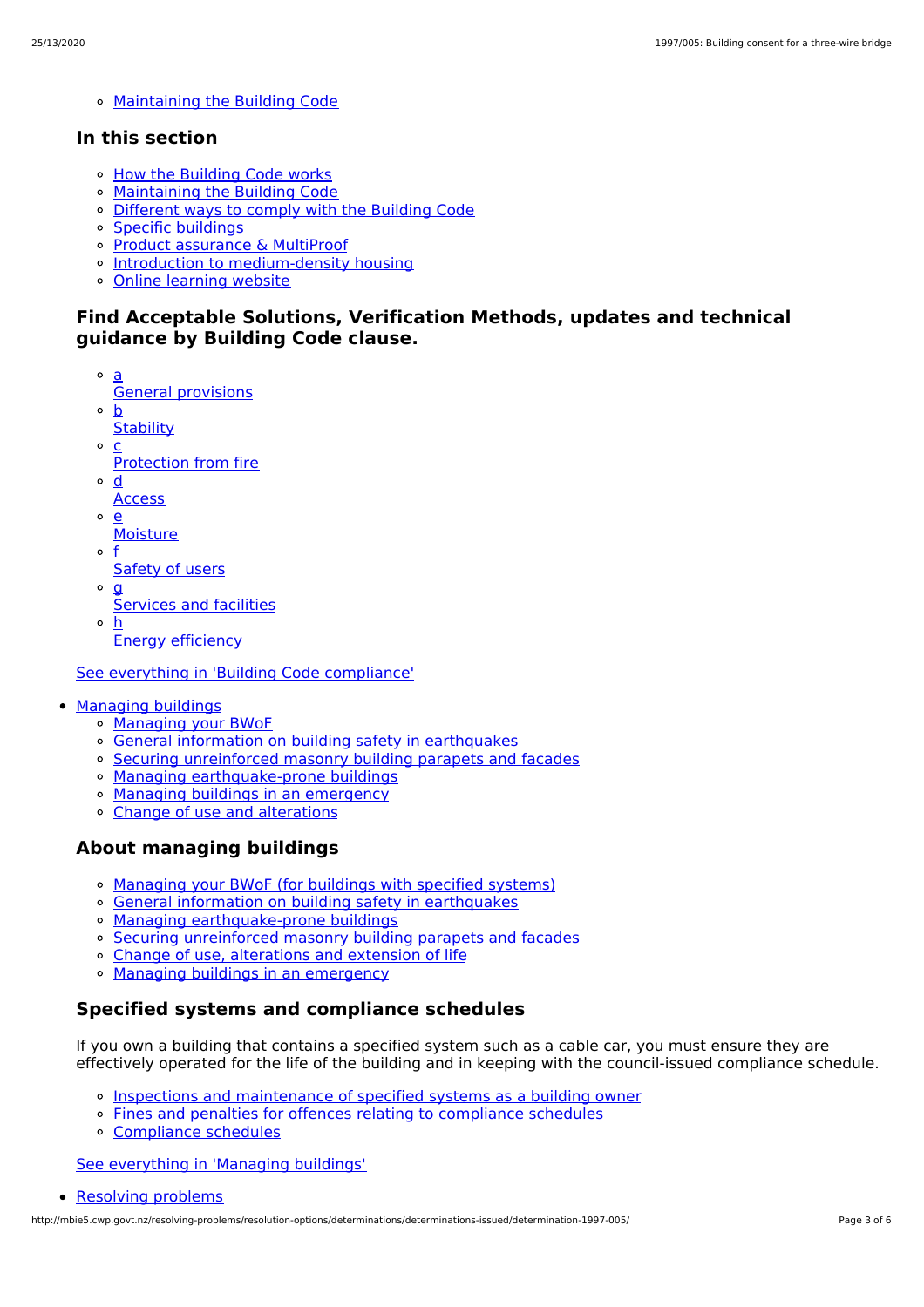- Maintaining the Building Code

## In this section

- How the Building Code works
- Maintaining the Building Code
- Different ways to comply with the Building Code
- Specific buildings
- Product assurance & MultiProof
- Introduction to medium-density housing
- Online learning website

## Find Acceptable Solutions, Verification Methods, updates and technical guidance by Building Code clause.

- a
  General provisions
- b
  Stability
- c
  Protection from fire
- d
  Access
- e
  Moisture
- f
  Safety of users
- g
  Services and facilities
- h
  Energy efficiency

See everything in 'Building Code compliance'

- Managing buildings
  - Managing your BWoF
  - General information on building safety in earthquakes
  - Securing unreinforced masonry building parapets and facades
  - Managing earthquake-prone buildings
  - Managing buildings in an emergency
  - Change of use and alterations

## About managing buildings

- Managing your BWoF (for buildings with specified systems)
- General information on building safety in earthquakes
- Managing earthquake-prone buildings
- Securing unreinforced masonry building parapets and facades
- Change of use, alterations and extension of life
- Managing buildings in an emergency

## Specified systems and compliance schedules

If you own a building that contains a specified system such as a cable car, you must ensure they are effectively operated for the life of the building and in keeping with the council-issued compliance schedule.

- Inspections and maintenance of specified systems as a building owner
- Fines and penalties for offences relating to compliance schedules
- Compliance schedules

See everything in 'Managing buildings'

- Resolving problems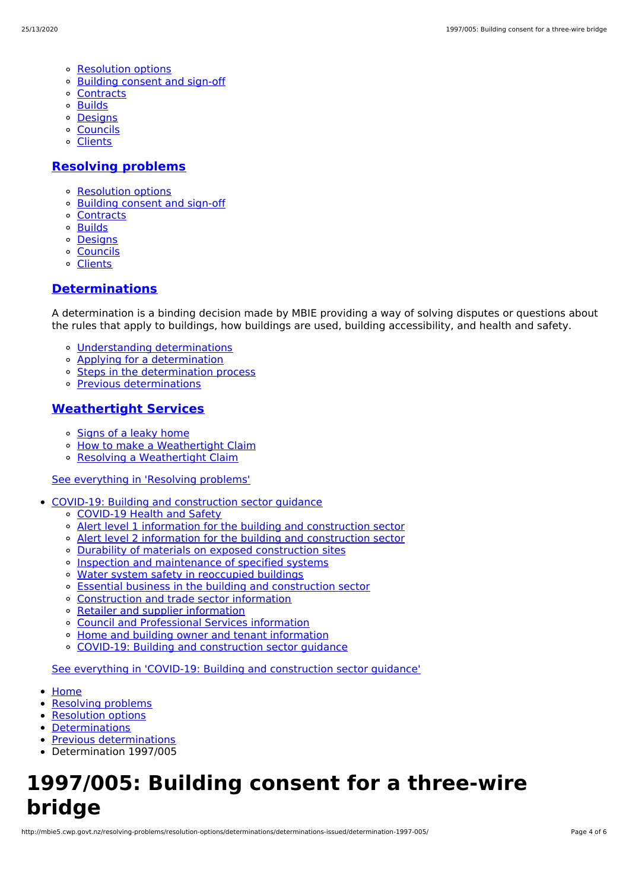- Resolution options
- Building consent and sign-off
- Contracts
- Builds
- Designs
- Councils
- Clients

## Resolving problems

- Resolution options
- Building consent and sign-off
- Contracts
- Builds
- Designs
- Councils
- Clients

## Determinations

A determination is a binding decision made by MBIE providing a way of solving disputes or questions about the rules that apply to buildings, how buildings are used, building accessibility, and health and safety.

- Understanding determinations
- Applying for a determination
- Steps in the determination process
- Previous determinations

## Weathertight Services

- Signs of a leaky home
- How to make a Weathertight Claim
- Resolving a Weathertight Claim

See everything in 'Resolving problems'

- COVID-19: Building and construction sector guidance
  - COVID-19 Health and Safety
  - Alert level 1 information for the building and construction sector
  - Alert level 2 information for the building and construction sector
  - Durability of materials on exposed construction sites
  - Inspection and maintenance of specified systems
  - Water system safety in reoccupied buildings
  - Essential business in the building and construction sector
  - Construction and trade sector information
  - Retailer and supplier information
  - Council and Professional Services information
  - Home and building owner and tenant information
  - COVID-19: Building and construction sector guidance

See everything in 'COVID-19: Building and construction sector guidance'

- Home
- Resolving problems
- Resolution options
- Determinations
- Previous determinations
- Determination 1997/005

# 1997/005: Building consent for a three-wire bridge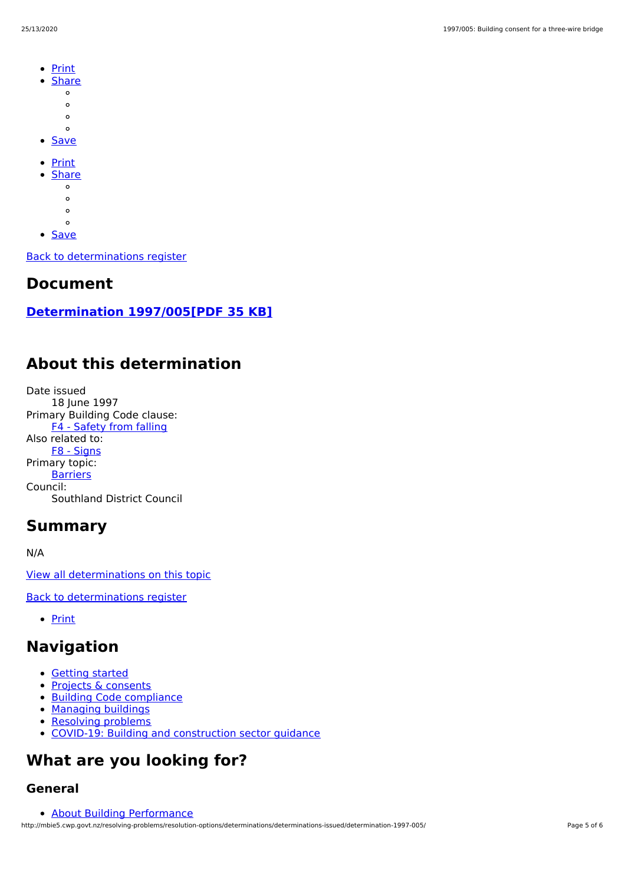- Print
- Share
    - 
    - 
    - 
    - 
- Save

- Print
- Share
    - 
    - 
    - 
    - 
- Save

Back to determinations register

## Document

### **Determination 1997/005[PDF 35 KB]**

## About this determination

Date issued
    18 June 1997
Primary Building Code clause:
    F4 - Safety from falling
Also related to:
    F8 - Signs
Primary topic:
    Barriers
Council:
    Southland District Council

## Summary

N/A

View all determinations on this topic

Back to determinations register

- Print

## Navigation

- Getting started
- Projects & consents
- Building Code compliance
- Managing buildings
- Resolving problems
- COVID-19: Building and construction sector guidance

## What are you looking for?

### General

- About Building Performance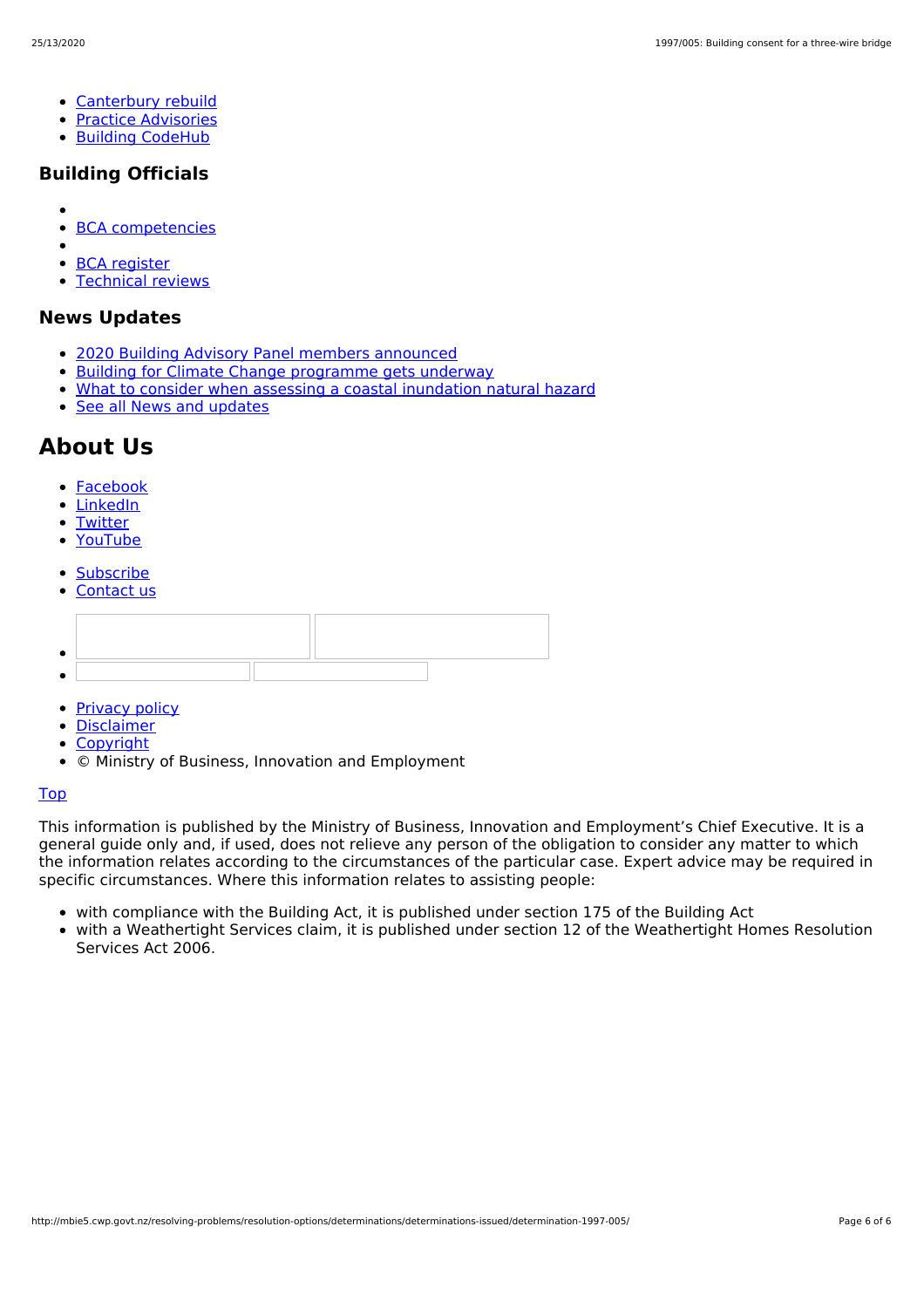- Canterbury rebuild
- Practice Advisories
- Building CodeHub

### Building Officials

- BCA competencies
- BCA register
- Technical reviews

### News Updates

- 2020 Building Advisory Panel members announced
- Building for Climate Change programme gets underway
- What to consider when assessing a coastal inundation natural hazard
- See all News and updates

## About Us

- Facebook
- LinkedIn
- Twitter
- YouTube

- Subscribe
- Contact us

- Privacy policy
- Disclaimer
- Copyright
- © Ministry of Business, Innovation and Employment

Top

This information is published by the Ministry of Business, Innovation and Employment's Chief Executive. It is a general guide only and, if used, does not relieve any person of the obligation to consider any matter to which the information relates according to the circumstances of the particular case. Expert advice may be required in specific circumstances. Where this information relates to assisting people:

- with compliance with the Building Act, it is published under section 175 of the Building Act
- with a Weathertight Services claim, it is published under section 12 of the Weathertight Homes Resolution Services Act 2006.